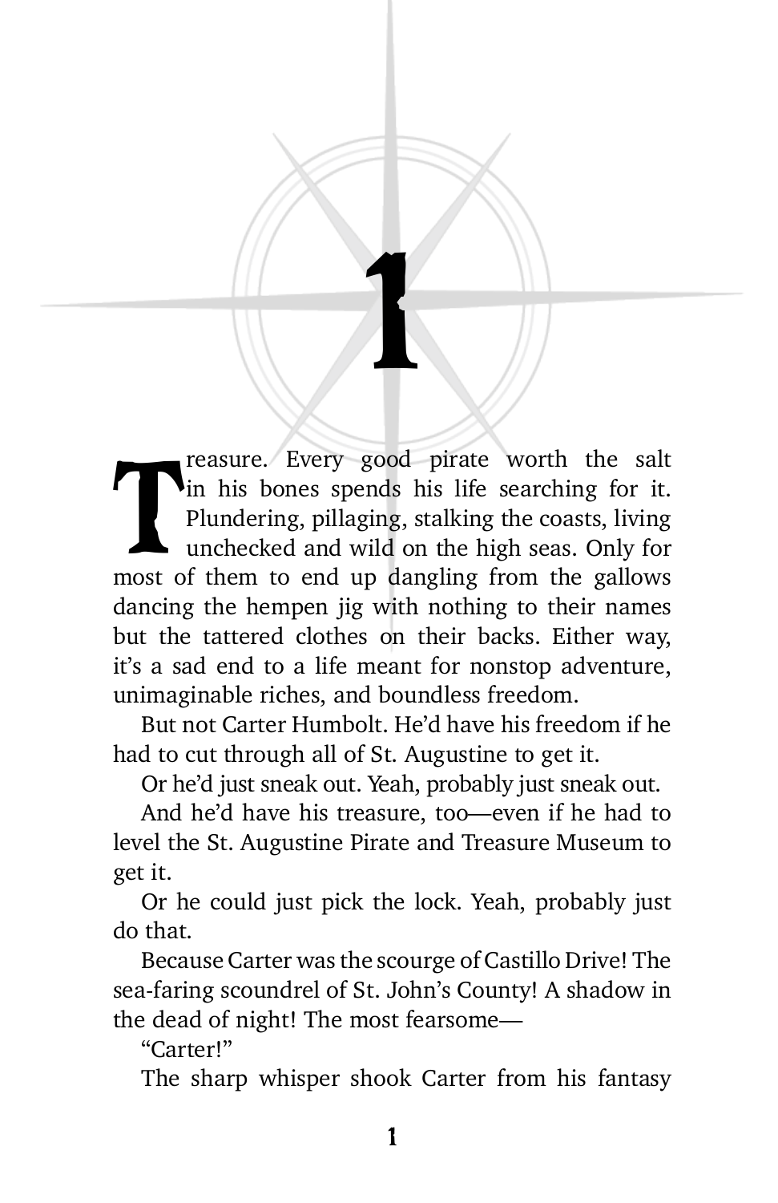# 1

Treasure. Every good pirate worth the salt in his bones spends his life searching for it. Plundering, pillaging, stalking the coasts, living unchecked and wild on the high seas. Only for most of them to end up dangling from the gallows dancing the hempen jig with nothing to their names but the tattered clothes on their backs. Either way, it's a sad end to a life meant for nonstop adventure, unimaginable riches, and boundless freedom.

But not Carter Humbolt. He'd have his freedom if he had to cut through all of St. Augustine to get it.

Or he'd just sneak out. Yeah, probably just sneak out.

And he'd have his treasure, too—even if he had to level the St. Augustine Pirate and Treasure Museum to get it.

Or he could just pick the lock. Yeah, probably just do that.

Because Carter was the scourge of Castillo Drive! The sea-faring scoundrel of St. John's County! A shadow in the dead of night! The most fearsome—

"Carter!"

The sharp whisper shook Carter from his fantasy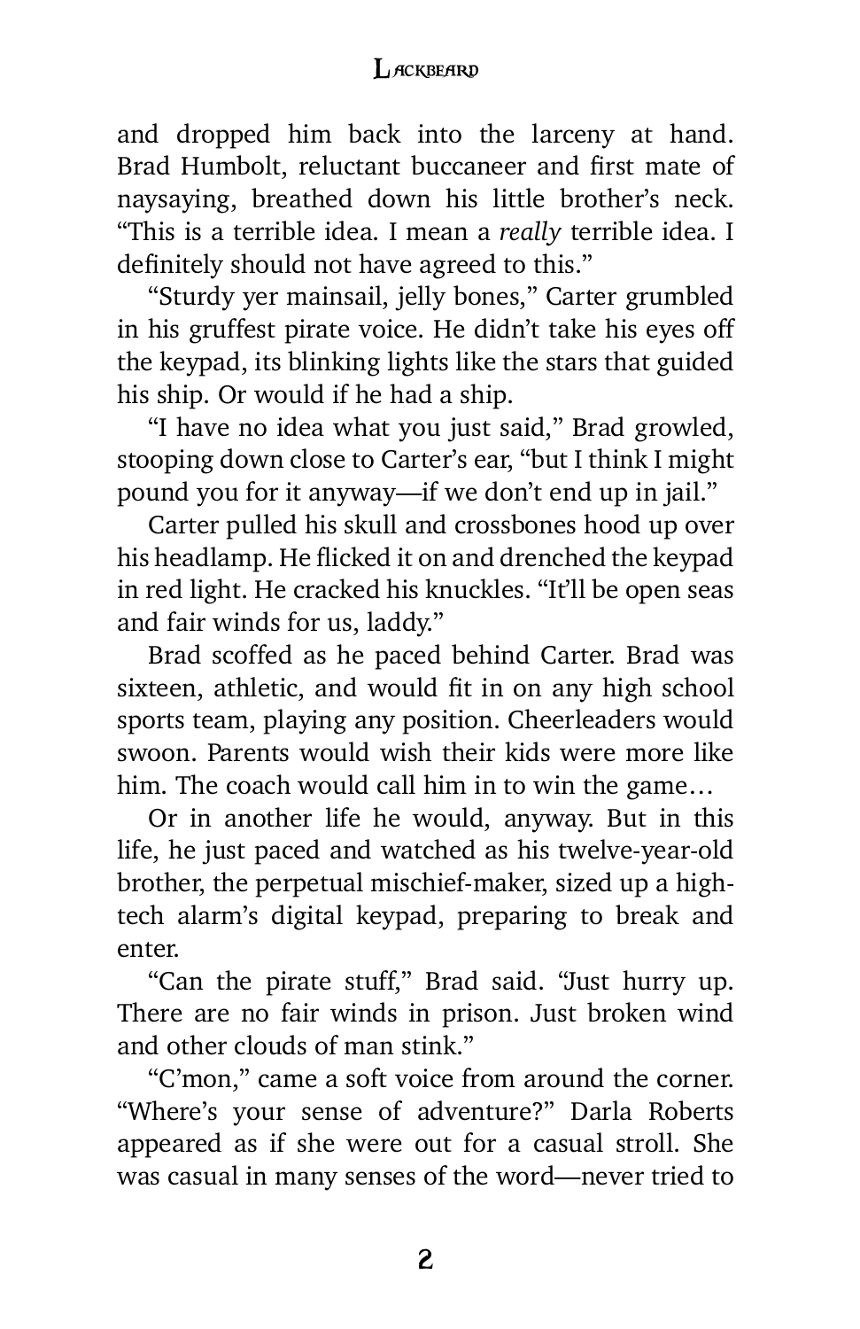and dropped him back into the larceny at hand. Brad Humbolt, reluctant buccaneer and first mate of naysaying, breathed down his little brother's neck. "This is a terrible idea. I mean a *really* terrible idea. I definitely should not have agreed to this."

"Sturdy yer mainsail, jelly bones," Carter grumbled in his gruffest pirate voice. He didn't take his eyes off the keypad, its blinking lights like the stars that guided his ship. Or would if he had a ship.

"I have no idea what you just said," Brad growled, stooping down close to Carter's ear, "but I think I might pound you for it anyway—if we don't end up in jail."

Carter pulled his skull and crossbones hood up over his headlamp. He flicked it on and drenched the keypad in red light. He cracked his knuckles. "It'll be open seas and fair winds for us, laddy."

Brad scoffed as he paced behind Carter. Brad was sixteen, athletic, and would fit in on any high school sports team, playing any position. Cheerleaders would swoon. Parents would wish their kids were more like him. The coach would call him in to win the game…

Or in another life he would, anyway. But in this life, he just paced and watched as his twelve-year-old brother, the perpetual mischief-maker, sized up a high-tech alarm's digital keypad, preparing to break and enter.

"Can the pirate stuff," Brad said. "Just hurry up. There are no fair winds in prison. Just broken wind and other clouds of man stink."

"C'mon," came a soft voice from around the corner. "Where's your sense of adventure?" Darla Roberts appeared as if she were out for a casual stroll. She was casual in many senses of the word—never tried to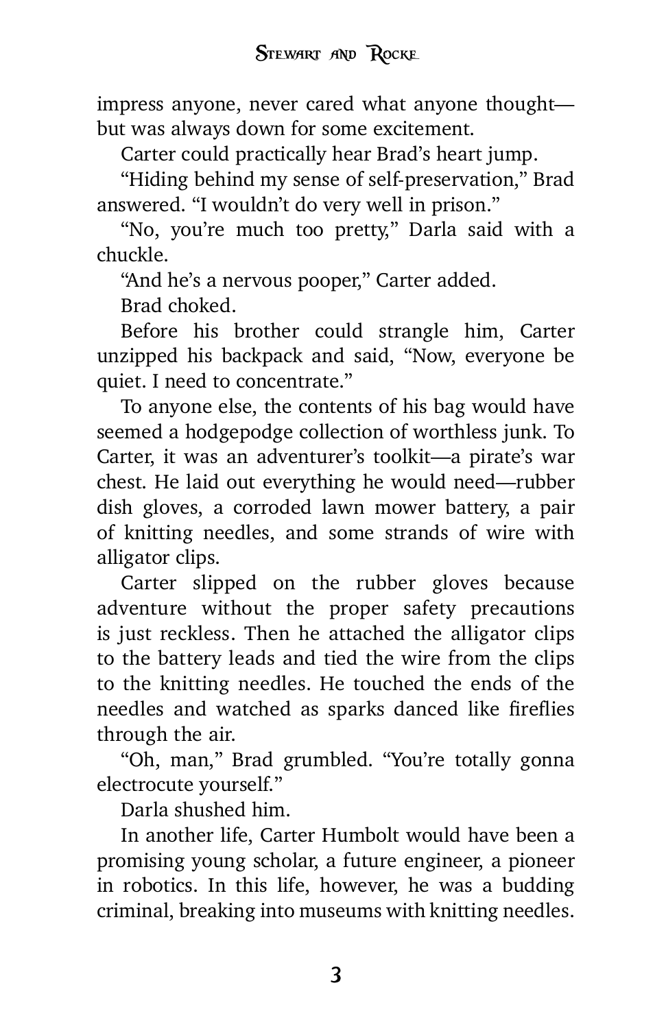impress anyone, never cared what anyone thought—but was always down for some excitement.

Carter could practically hear Brad's heart jump.

"Hiding behind my sense of self-preservation," Brad answered. "I wouldn't do very well in prison."

"No, you're much too pretty," Darla said with a chuckle.

"And he's a nervous pooper," Carter added.

Brad choked.

Before his brother could strangle him, Carter unzipped his backpack and said, "Now, everyone be quiet. I need to concentrate."

To anyone else, the contents of his bag would have seemed a hodgepodge collection of worthless junk. To Carter, it was an adventurer's toolkit—a pirate's war chest. He laid out everything he would need—rubber dish gloves, a corroded lawn mower battery, a pair of knitting needles, and some strands of wire with alligator clips.

Carter slipped on the rubber gloves because adventure without the proper safety precautions is just reckless. Then he attached the alligator clips to the battery leads and tied the wire from the clips to the knitting needles. He touched the ends of the needles and watched as sparks danced like fireflies through the air.

"Oh, man," Brad grumbled. "You're totally gonna electrocute yourself."

Darla shushed him.

In another life, Carter Humbolt would have been a promising young scholar, a future engineer, a pioneer in robotics. In this life, however, he was a budding criminal, breaking into museums with knitting needles.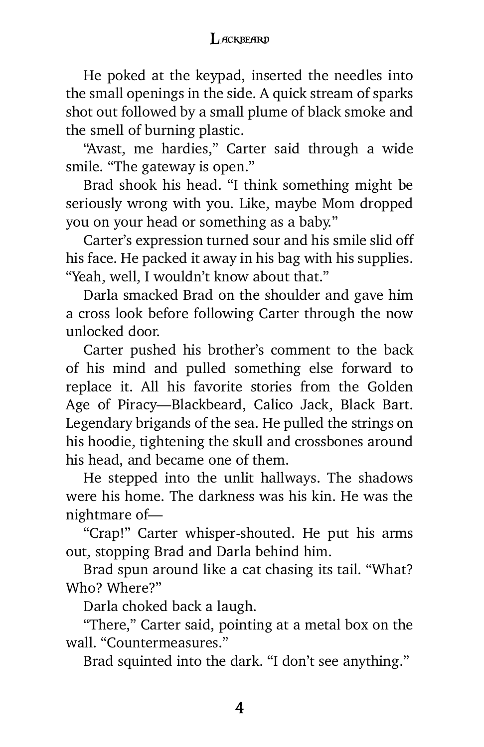He poked at the keypad, inserted the needles into the small openings in the side. A quick stream of sparks shot out followed by a small plume of black smoke and the smell of burning plastic.

"Avast, me hardies," Carter said through a wide smile. "The gateway is open."

Brad shook his head. "I think something might be seriously wrong with you. Like, maybe Mom dropped you on your head or something as a baby."

Carter's expression turned sour and his smile slid off his face. He packed it away in his bag with his supplies. "Yeah, well, I wouldn't know about that."

Darla smacked Brad on the shoulder and gave him a cross look before following Carter through the now unlocked door.

Carter pushed his brother's comment to the back of his mind and pulled something else forward to replace it. All his favorite stories from the Golden Age of Piracy—Blackbeard, Calico Jack, Black Bart. Legendary brigands of the sea. He pulled the strings on his hoodie, tightening the skull and crossbones around his head, and became one of them.

He stepped into the unlit hallways. The shadows were his home. The darkness was his kin. He was the nightmare of—

"Crap!" Carter whisper-shouted. He put his arms out, stopping Brad and Darla behind him.

Brad spun around like a cat chasing its tail. "What? Who? Where?"

Darla choked back a laugh.

"There," Carter said, pointing at a metal box on the wall. "Countermeasures."

Brad squinted into the dark. "I don't see anything."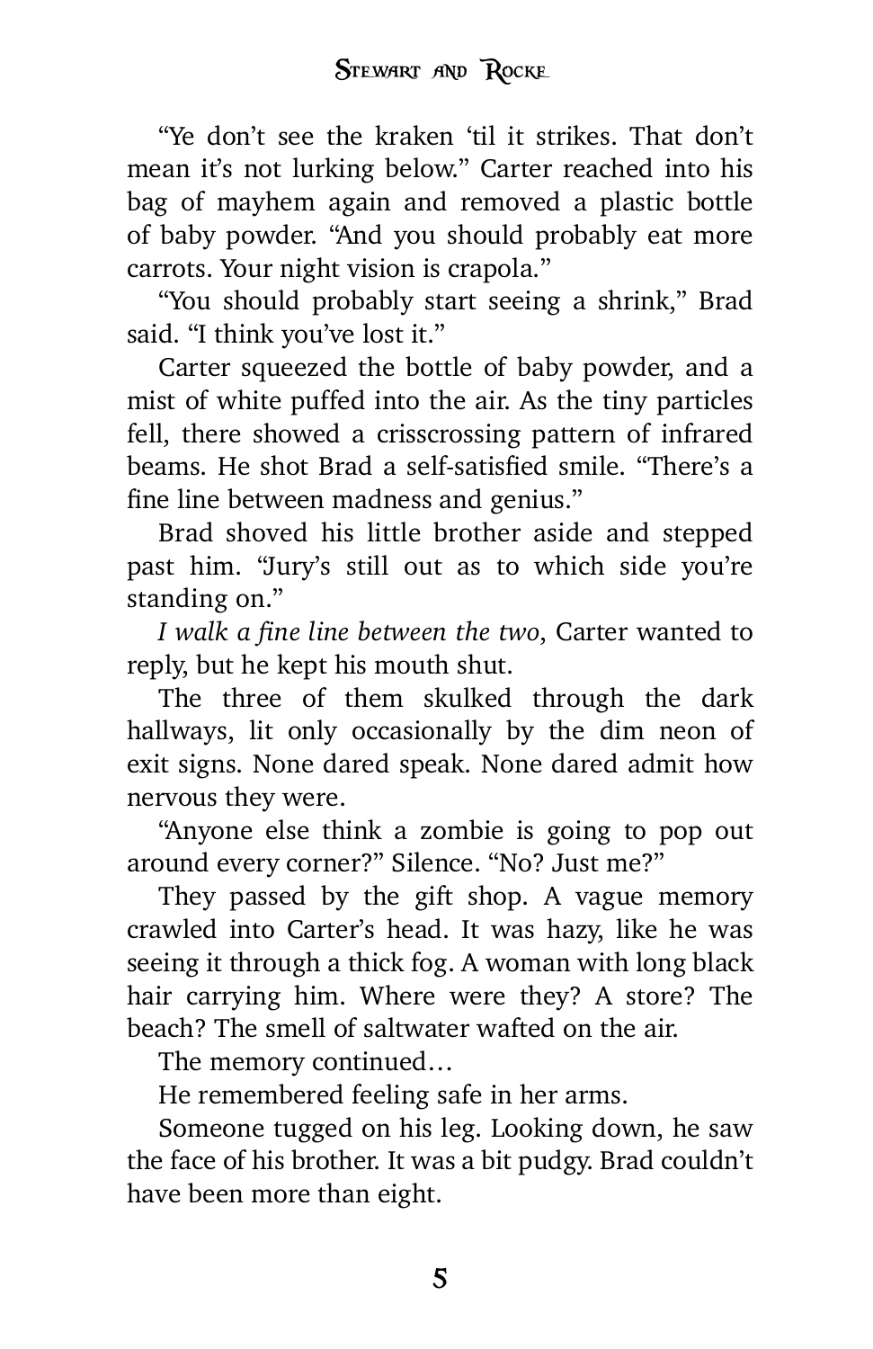"Ye don't see the kraken 'til it strikes. That don't mean it's not lurking below." Carter reached into his bag of mayhem again and removed a plastic bottle of baby powder. "And you should probably eat more carrots. Your night vision is crapola."

"You should probably start seeing a shrink," Brad said. "I think you've lost it."

Carter squeezed the bottle of baby powder, and a mist of white puffed into the air. As the tiny particles fell, there showed a crisscrossing pattern of infrared beams. He shot Brad a self-satisfied smile. "There's a fine line between madness and genius."

Brad shoved his little brother aside and stepped past him. "Jury's still out as to which side you're standing on."

*I walk a fine line between the two*, Carter wanted to reply, but he kept his mouth shut.

The three of them skulked through the dark hallways, lit only occasionally by the dim neon of exit signs. None dared speak. None dared admit how nervous they were.

"Anyone else think a zombie is going to pop out around every corner?" Silence. "No? Just me?"

They passed by the gift shop. A vague memory crawled into Carter's head. It was hazy, like he was seeing it through a thick fog. A woman with long black hair carrying him. Where were they? A store? The beach? The smell of saltwater wafted on the air.

The memory continued…

He remembered feeling safe in her arms.

Someone tugged on his leg. Looking down, he saw the face of his brother. It was a bit pudgy. Brad couldn't have been more than eight.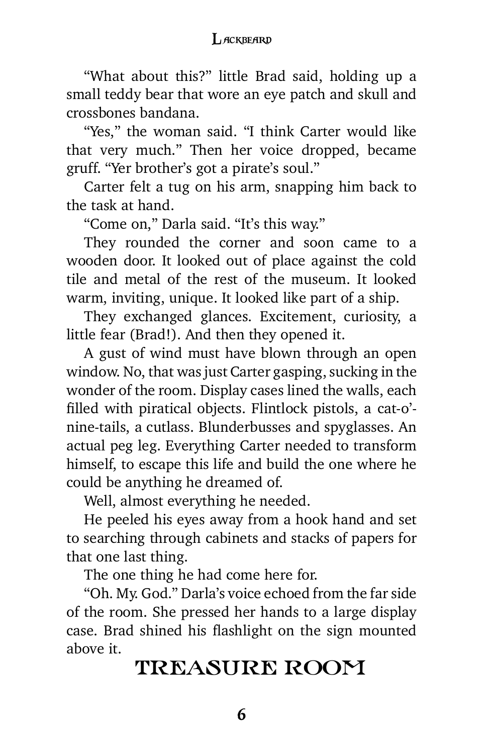"What about this?" little Brad said, holding up a small teddy bear that wore an eye patch and skull and crossbones bandana.

"Yes," the woman said. "I think Carter would like that very much." Then her voice dropped, became gruff. "Yer brother's got a pirate's soul."

Carter felt a tug on his arm, snapping him back to the task at hand.

"Come on," Darla said. "It's this way."

They rounded the corner and soon came to a wooden door. It looked out of place against the cold tile and metal of the rest of the museum. It looked warm, inviting, unique. It looked like part of a ship.

They exchanged glances. Excitement, curiosity, a little fear (Brad!). And then they opened it.

A gust of wind must have blown through an open window. No, that was just Carter gasping, sucking in the wonder of the room. Display cases lined the walls, each filled with piratical objects. Flintlock pistols, a cat-o'-nine-tails, a cutlass. Blunderbusses and spyglasses. An actual peg leg. Everything Carter needed to transform himself, to escape this life and build the one where he could be anything he dreamed of.

Well, almost everything he needed.

He peeled his eyes away from a hook hand and set to searching through cabinets and stacks of papers for that one last thing.

The one thing he had come here for.

"Oh. My. God." Darla's voice echoed from the far side of the room. She pressed her hands to a large display case. Brad shined his flashlight on the sign mounted above it.

TREASURE ROOM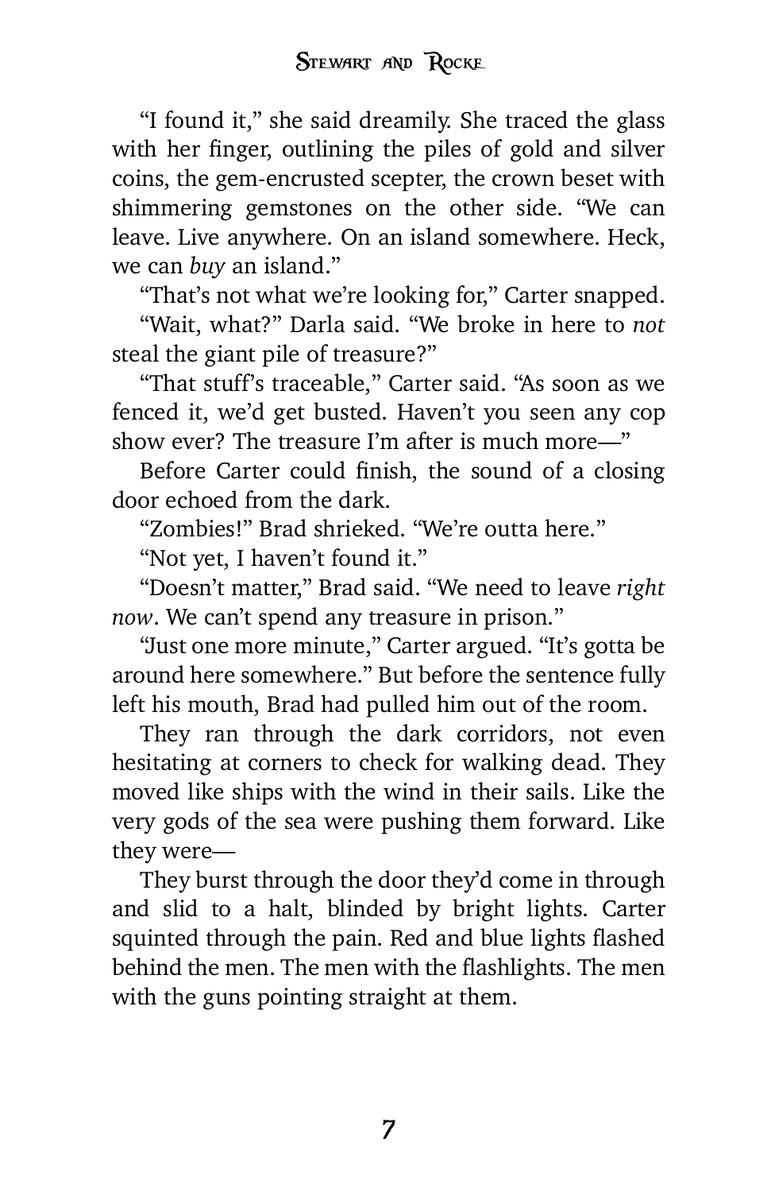"I found it," she said dreamily. She traced the glass with her finger, outlining the piles of gold and silver coins, the gem-encrusted scepter, the crown beset with shimmering gemstones on the other side. "We can leave. Live anywhere. On an island somewhere. Heck, we can *buy* an island."

"That's not what we're looking for," Carter snapped.

"Wait, what?" Darla said. "We broke in here to *not* steal the giant pile of treasure?"

"That stuff's traceable," Carter said. "As soon as we fenced it, we'd get busted. Haven't you seen any cop show ever? The treasure I'm after is much more—"

Before Carter could finish, the sound of a closing door echoed from the dark.

"Zombies!" Brad shrieked. "We're outta here."

"Not yet, I haven't found it."

"Doesn't matter," Brad said. "We need to leave *right now*. We can't spend any treasure in prison."

"Just one more minute," Carter argued. "It's gotta be around here somewhere." But before the sentence fully left his mouth, Brad had pulled him out of the room.

They ran through the dark corridors, not even hesitating at corners to check for walking dead. They moved like ships with the wind in their sails. Like the very gods of the sea were pushing them forward. Like they were—

They burst through the door they'd come in through and slid to a halt, blinded by bright lights. Carter squinted through the pain. Red and blue lights flashed behind the men. The men with the flashlights. The men with the guns pointing straight at them.